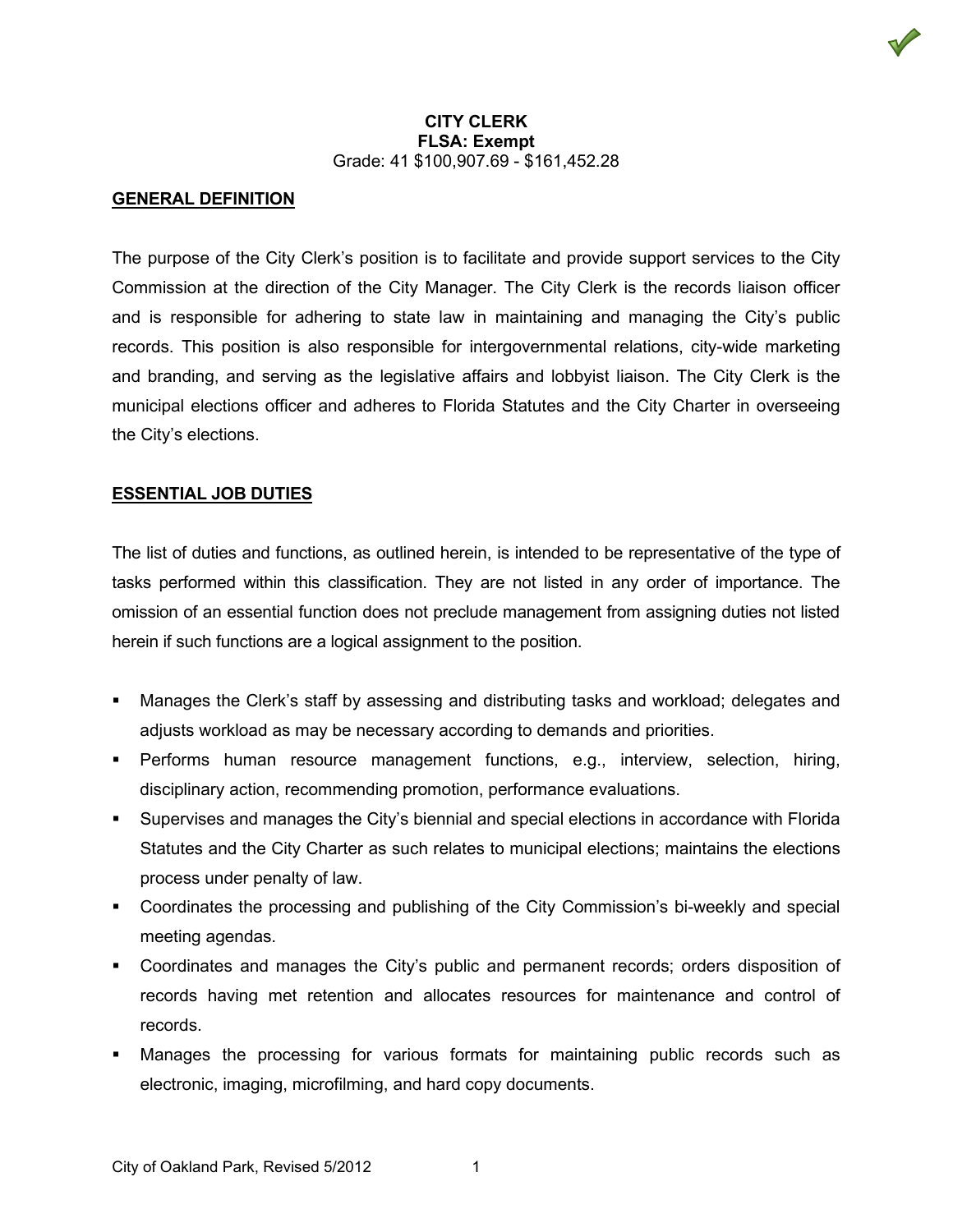# CITY CLERK

**FLSA: Exempt**

Grade: 41 $100,907.69 - $161,452.28

## GENERAL DEFINITION

The purpose of the City Clerk's position is to facilitate and provide support services to the City Commission at the direction of the City Manager. The City Clerk is the records liaison officer and is responsible for adhering to state law in maintaining and managing the City's public records. This position is also responsible for intergovernmental relations, city-wide marketing and branding, and serving as the legislative affairs and lobbyist liaison. The City Clerk is the municipal elections officer and adheres to Florida Statutes and the City Charter in overseeing the City's elections.

## ESSENTIAL JOB DUTIES

The list of duties and functions, as outlined herein, is intended to be representative of the type of tasks performed within this classification. They are not listed in any order of importance. The omission of an essential function does not preclude management from assigning duties not listed herein if such functions are a logical assignment to the position.

- Manages the Clerk's staff by assessing and distributing tasks and workload; delegates and adjusts workload as may be necessary according to demands and priorities.
- Performs human resource management functions, e.g., interview, selection, hiring, disciplinary action, recommending promotion, performance evaluations.
- Supervises and manages the City's biennial and special elections in accordance with Florida Statutes and the City Charter as such relates to municipal elections; maintains the elections process under penalty of law.
- Coordinates the processing and publishing of the City Commission's bi-weekly and special meeting agendas.
- Coordinates and manages the City's public and permanent records; orders disposition of records having met retention and allocates resources for maintenance and control of records.
- Manages the processing for various formats for maintaining public records such as electronic, imaging, microfilming, and hard copy documents.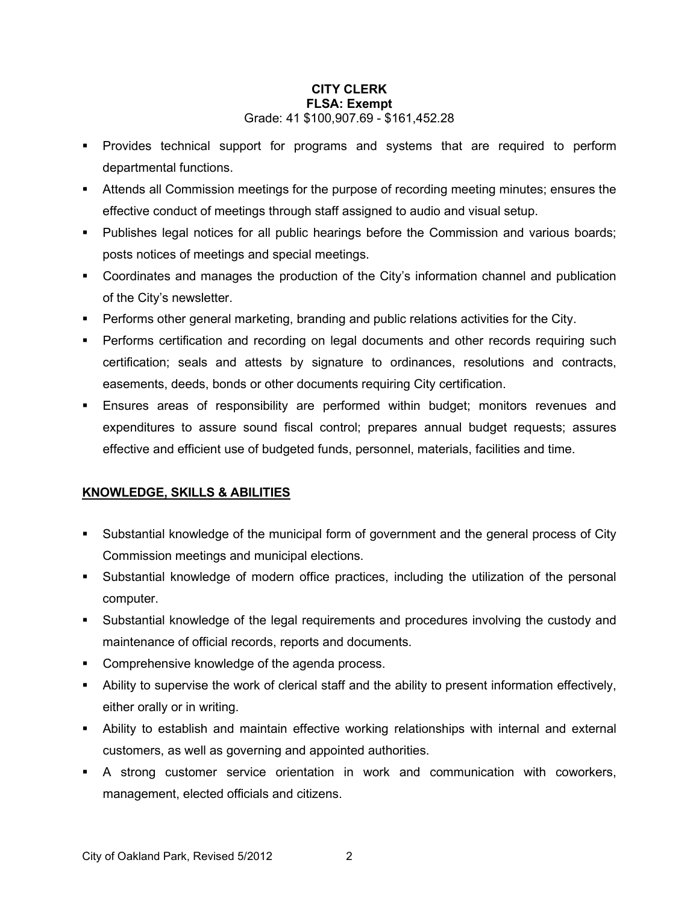**CITY CLERK**
**FLSA: Exempt**
Grade: 41 $100,907.69 - $161,452.28

- Provides technical support for programs and systems that are required to perform departmental functions.
- Attends all Commission meetings for the purpose of recording meeting minutes; ensures the effective conduct of meetings through staff assigned to audio and visual setup.
- Publishes legal notices for all public hearings before the Commission and various boards; posts notices of meetings and special meetings.
- Coordinates and manages the production of the City's information channel and publication of the City's newsletter.
- Performs other general marketing, branding and public relations activities for the City.
- Performs certification and recording on legal documents and other records requiring such certification; seals and attests by signature to ordinances, resolutions and contracts, easements, deeds, bonds or other documents requiring City certification.
- Ensures areas of responsibility are performed within budget; monitors revenues and expenditures to assure sound fiscal control; prepares annual budget requests; assures effective and efficient use of budgeted funds, personnel, materials, facilities and time.

## KNOWLEDGE, SKILLS & ABILITIES

- Substantial knowledge of the municipal form of government and the general process of City Commission meetings and municipal elections.
- Substantial knowledge of modern office practices, including the utilization of the personal computer.
- Substantial knowledge of the legal requirements and procedures involving the custody and maintenance of official records, reports and documents.
- Comprehensive knowledge of the agenda process.
- Ability to supervise the work of clerical staff and the ability to present information effectively, either orally or in writing.
- Ability to establish and maintain effective working relationships with internal and external customers, as well as governing and appointed authorities.
- A strong customer service orientation in work and communication with coworkers, management, elected officials and citizens.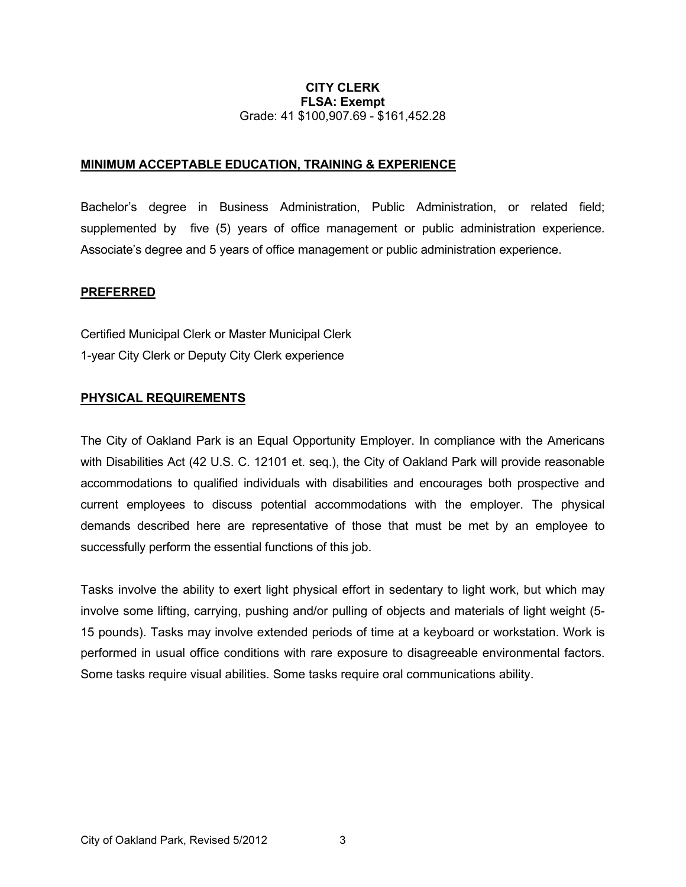**CITY CLERK**
**FLSA: Exempt**
Grade: 41 $100,907.69 - $161,452.28

## MINIMUM ACCEPTABLE EDUCATION, TRAINING & EXPERIENCE

Bachelor's degree in Business Administration, Public Administration, or related field; supplemented by five (5) years of office management or public administration experience. Associate's degree and 5 years of office management or public administration experience.

## PREFERRED

Certified Municipal Clerk or Master Municipal Clerk
1-year City Clerk or Deputy City Clerk experience

## PHYSICAL REQUIREMENTS

The City of Oakland Park is an Equal Opportunity Employer. In compliance with the Americans with Disabilities Act (42 U.S. C. 12101 et. seq.), the City of Oakland Park will provide reasonable accommodations to qualified individuals with disabilities and encourages both prospective and current employees to discuss potential accommodations with the employer. The physical demands described here are representative of those that must be met by an employee to successfully perform the essential functions of this job.

Tasks involve the ability to exert light physical effort in sedentary to light work, but which may involve some lifting, carrying, pushing and/or pulling of objects and materials of light weight (5-15 pounds). Tasks may involve extended periods of time at a keyboard or workstation. Work is performed in usual office conditions with rare exposure to disagreeable environmental factors. Some tasks require visual abilities. Some tasks require oral communications ability.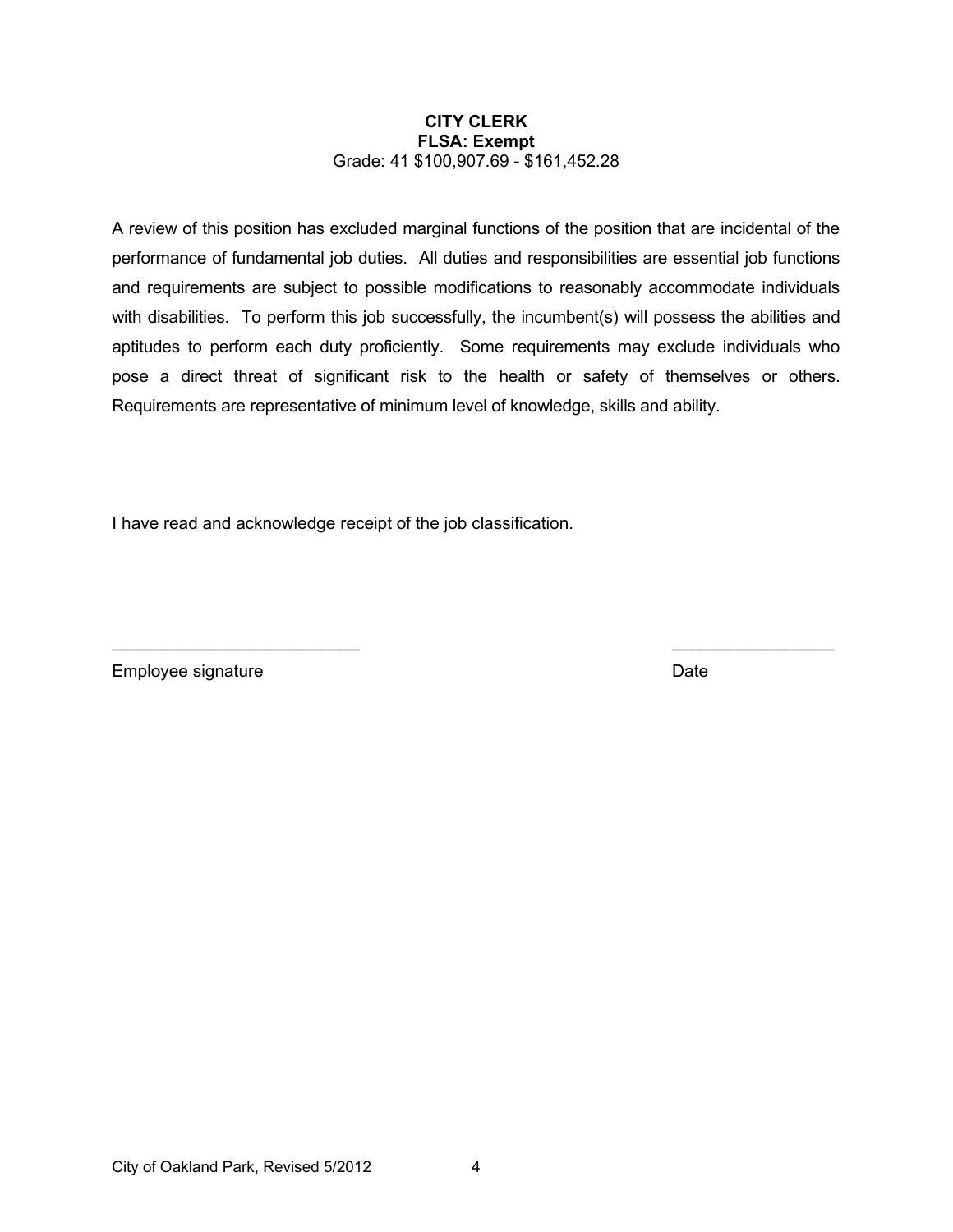**CITY CLERK**
**FLSA: Exempt**
Grade: 41 $100,907.69 - $161,452.28

A review of this position has excluded marginal functions of the position that are incidental of the performance of fundamental job duties. All duties and responsibilities are essential job functions and requirements are subject to possible modifications to reasonably accommodate individuals with disabilities. To perform this job successfully, the incumbent(s) will possess the abilities and aptitudes to perform each duty proficiently. Some requirements may exclude individuals who pose a direct threat of significant risk to the health or safety of themselves or others. Requirements are representative of minimum level of knowledge, skills and ability.

I have read and acknowledge receipt of the job classification.

___________________________ _________________

Employee signature Date